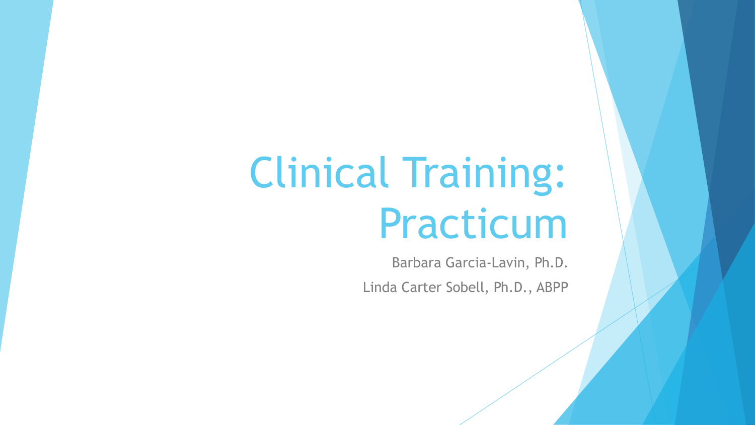# Clinical Training: Practicum

Barbara Garcia-Lavin, Ph.D.

Linda Carter Sobell, Ph.D., ABPP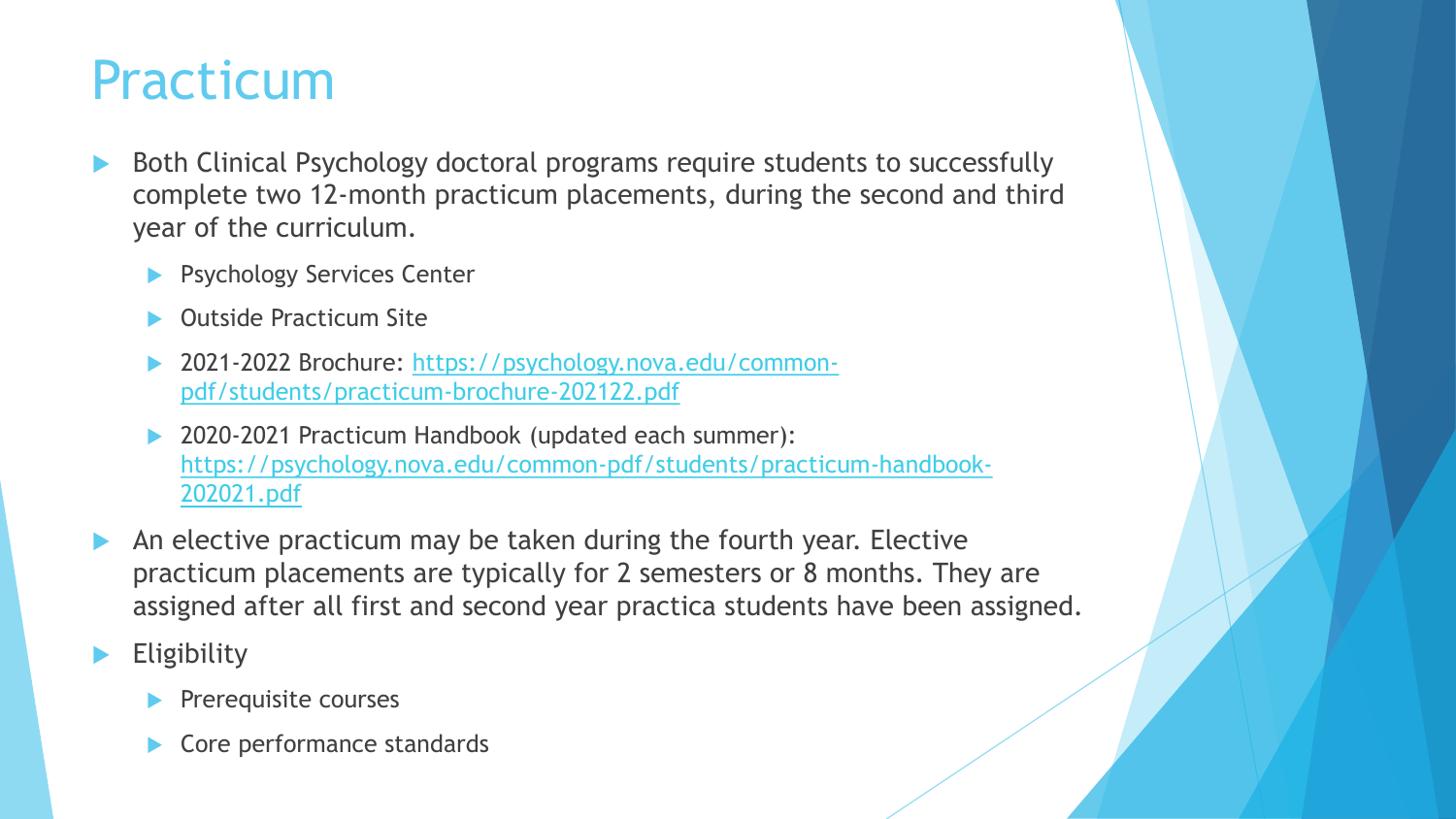# Practicum

- Both Clinical Psychology doctoral programs require students to successfully complete two 12-month practicum placements, during the second and third year of the curriculum.
  - Psychology Services Center
  - Outside Practicum Site
  - 2021-2022 Brochure: https://psychology.nova.edu/common-pdf/students/practicum-brochure-202122.pdf
  - 2020-2021 Practicum Handbook (updated each summer): https://psychology.nova.edu/common-pdf/students/practicum-handbook-202021.pdf
- An elective practicum may be taken during the fourth year. Elective practicum placements are typically for 2 semesters or 8 months. They are assigned after all first and second year practica students have been assigned.
- Eligibility
  - Prerequisite courses
  - Core performance standards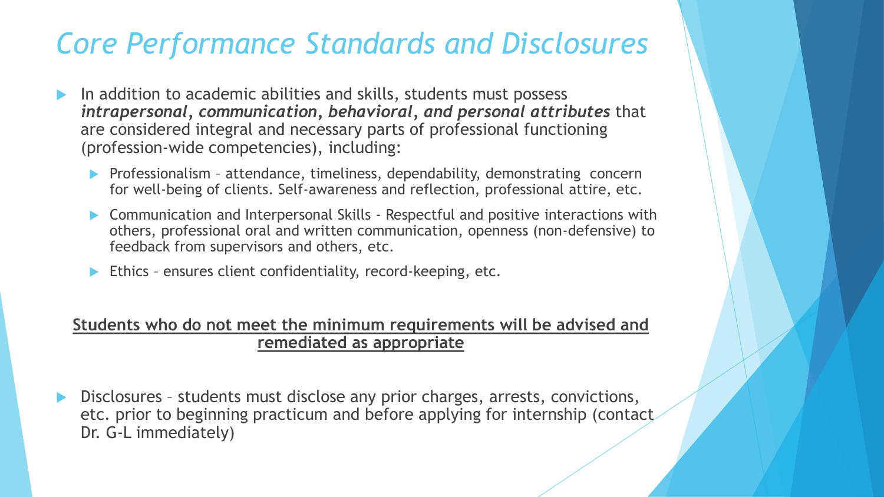# *Core Performance Standards and Disclosures*

- In addition to academic abilities and skills, students must possess ***intrapersonal, communication, behavioral, and personal attributes*** that are considered integral and necessary parts of professional functioning (profession-wide competencies), including:
  - Professionalism – attendance, timeliness, dependability, demonstrating concern for well-being of clients. Self-awareness and reflection, professional attire, etc.
  - Communication and Interpersonal Skills - Respectful and positive interactions with others, professional oral and written communication, openness (non-defensive) to feedback from supervisors and others, etc.
  - Ethics – ensures client confidentiality, record-keeping, etc.

<u>**Students who do not meet the minimum requirements will be advised and remediated as appropriate**</u>

- Disclosures – students must disclose any prior charges, arrests, convictions, etc. prior to beginning practicum and before applying for internship (contact Dr. G-L immediately)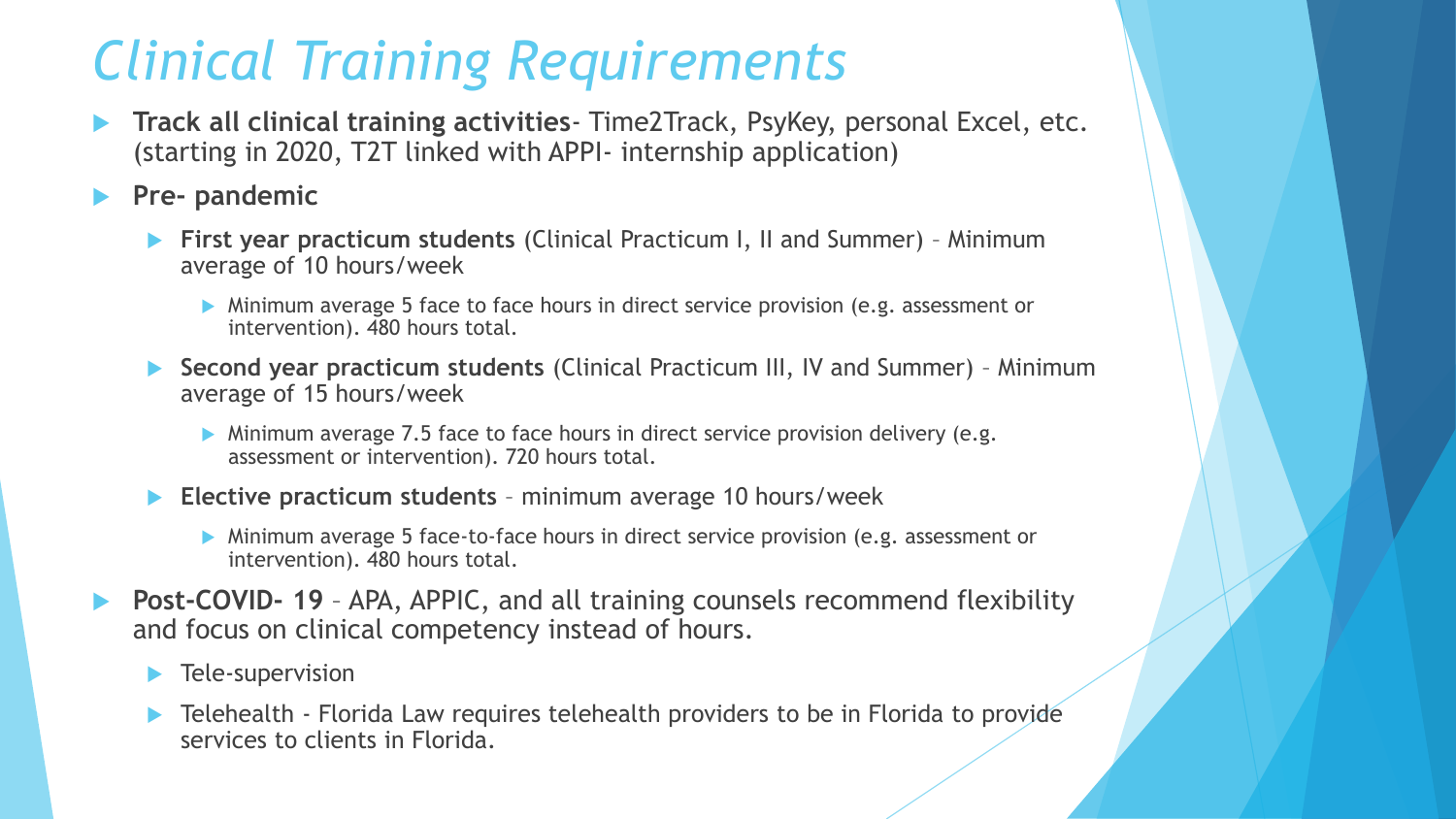# *Clinical Training Requirements*

- **Track all clinical training activities**- Time2Track, PsyKey, personal Excel, etc. (starting in 2020, T2T linked with APPI- internship application)
- **Pre- pandemic**
  - **First year practicum students** (Clinical Practicum I, II and Summer) – Minimum average of 10 hours/week
    - Minimum average 5 face to face hours in direct service provision (e.g. assessment or intervention). 480 hours total.
  - **Second year practicum students** (Clinical Practicum III, IV and Summer) – Minimum average of 15 hours/week
    - Minimum average 7.5 face to face hours in direct service provision delivery (e.g. assessment or intervention). 720 hours total.
  - **Elective practicum students** – minimum average 10 hours/week
    - Minimum average 5 face-to-face hours in direct service provision (e.g. assessment or intervention). 480 hours total.
- **Post-COVID- 19** – APA, APPIC, and all training counsels recommend flexibility and focus on clinical competency instead of hours.
  - Tele-supervision
  - Telehealth - Florida Law requires telehealth providers to be in Florida to provide services to clients in Florida.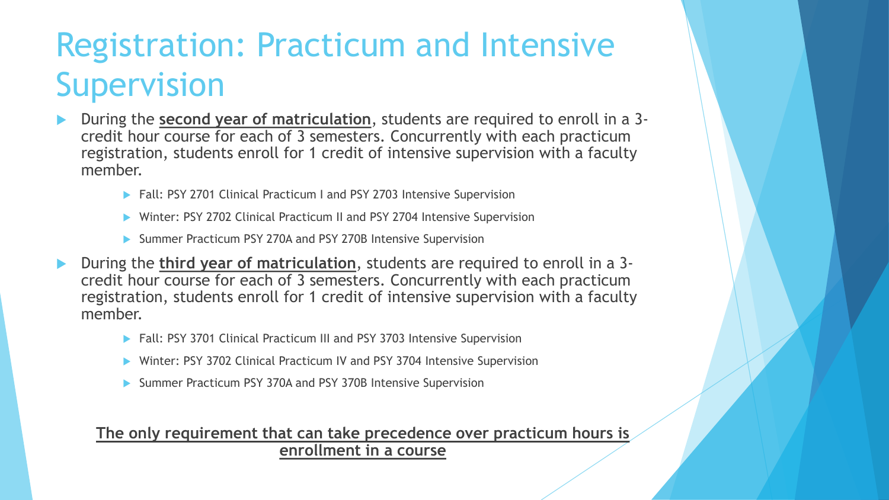# Registration: Practicum and Intensive Supervision

- During the **second year of matriculation**, students are required to enroll in a 3-credit hour course for each of 3 semesters. Concurrently with each practicum registration, students enroll for 1 credit of intensive supervision with a faculty member.
  - Fall: PSY 2701 Clinical Practicum I and PSY 2703 Intensive Supervision
  - Winter: PSY 2702 Clinical Practicum II and PSY 2704 Intensive Supervision
  - Summer Practicum PSY 270A and PSY 270B Intensive Supervision
- During the **third year of matriculation**, students are required to enroll in a 3-credit hour course for each of 3 semesters. Concurrently with each practicum registration, students enroll for 1 credit of intensive supervision with a faculty member.
  - Fall: PSY 3701 Clinical Practicum III and PSY 3703 Intensive Supervision
  - Winter: PSY 3702 Clinical Practicum IV and PSY 3704 Intensive Supervision
  - Summer Practicum PSY 370A and PSY 370B Intensive Supervision

**The only requirement that can take precedence over practicum hours is enrollment in a course**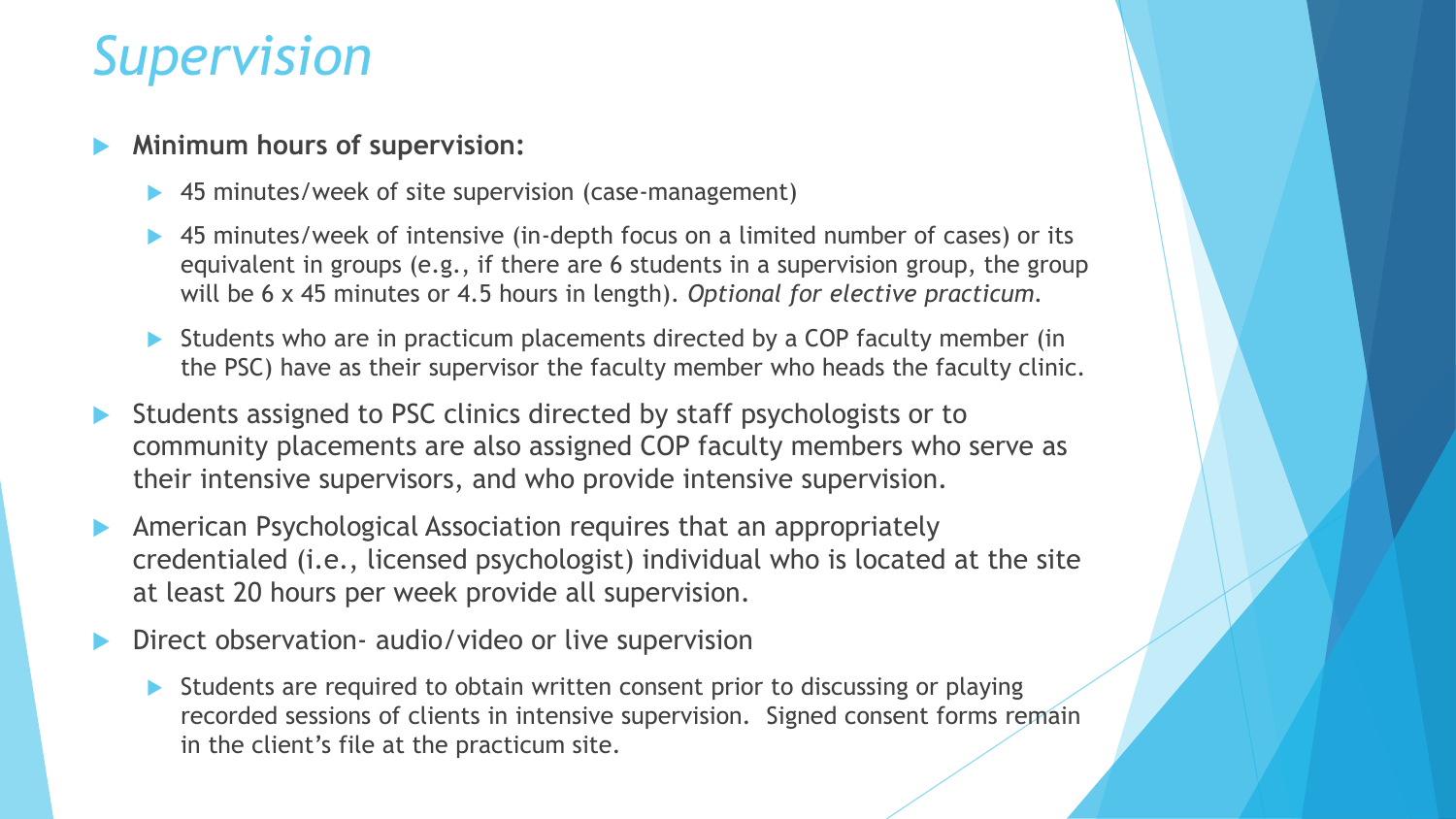# Supervision

- **Minimum hours of supervision:**
  - 45 minutes/week of site supervision (case-management)
  - 45 minutes/week of intensive (in-depth focus on a limited number of cases) or its equivalent in groups (e.g., if there are 6 students in a supervision group, the group will be 6 x 45 minutes or 4.5 hours in length). *Optional for elective practicum.*
  - Students who are in practicum placements directed by a COP faculty member (in the PSC) have as their supervisor the faculty member who heads the faculty clinic.
- Students assigned to PSC clinics directed by staff psychologists or to community placements are also assigned COP faculty members who serve as their intensive supervisors, and who provide intensive supervision.
- American Psychological Association requires that an appropriately credentialed (i.e., licensed psychologist) individual who is located at the site at least 20 hours per week provide all supervision.
- Direct observation- audio/video or live supervision
  - Students are required to obtain written consent prior to discussing or playing recorded sessions of clients in intensive supervision. Signed consent forms remain in the client's file at the practicum site.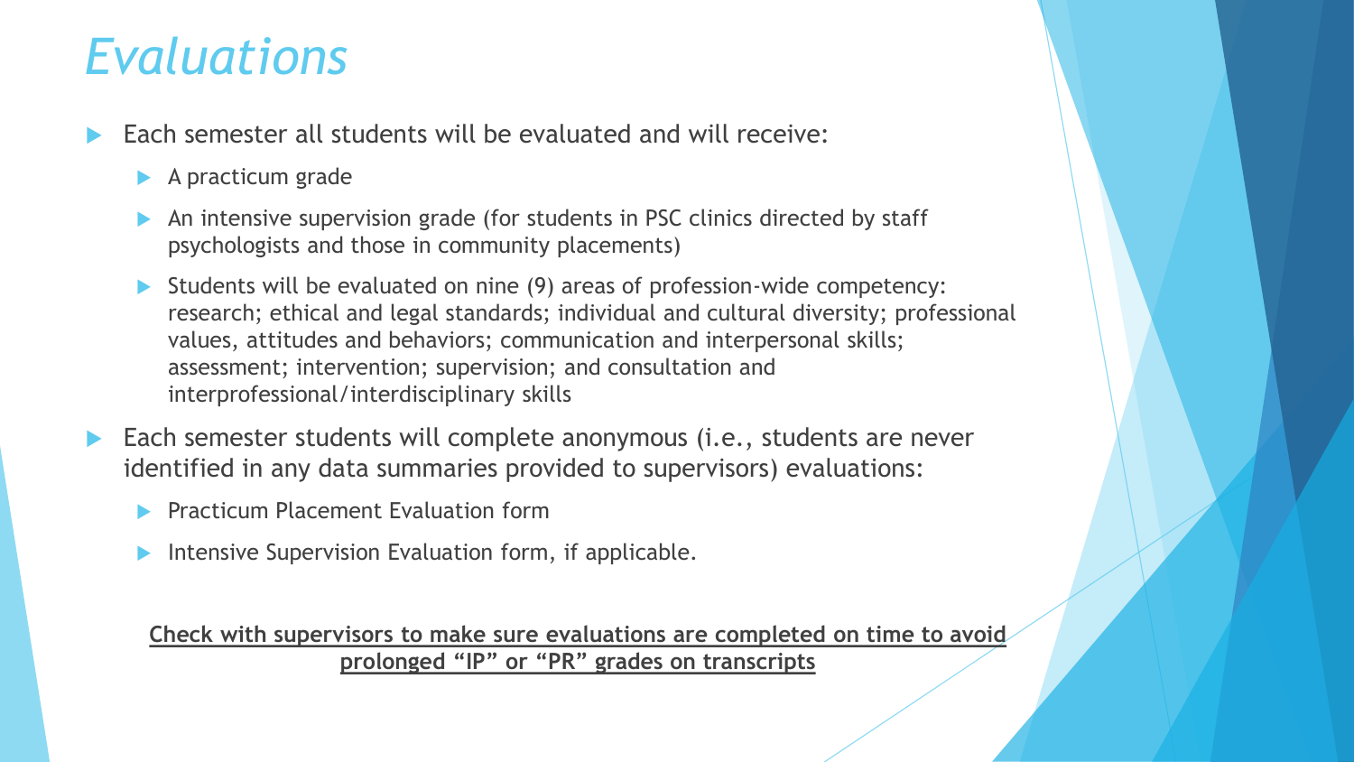# *Evaluations*

- Each semester all students will be evaluated and will receive:
  - A practicum grade
  - An intensive supervision grade (for students in PSC clinics directed by staff psychologists and those in community placements)
  - Students will be evaluated on nine (9) areas of profession-wide competency: research; ethical and legal standards; individual and cultural diversity; professional values, attitudes and behaviors; communication and interpersonal skills; assessment; intervention; supervision; and consultation and interprofessional/interdisciplinary skills
- Each semester students will complete anonymous (i.e., students are never identified in any data summaries provided to supervisors) evaluations:
  - Practicum Placement Evaluation form
  - Intensive Supervision Evaluation form, if applicable.

**Check with supervisors to make sure evaluations are completed on time to avoid prolonged "IP" or "PR" grades on transcripts**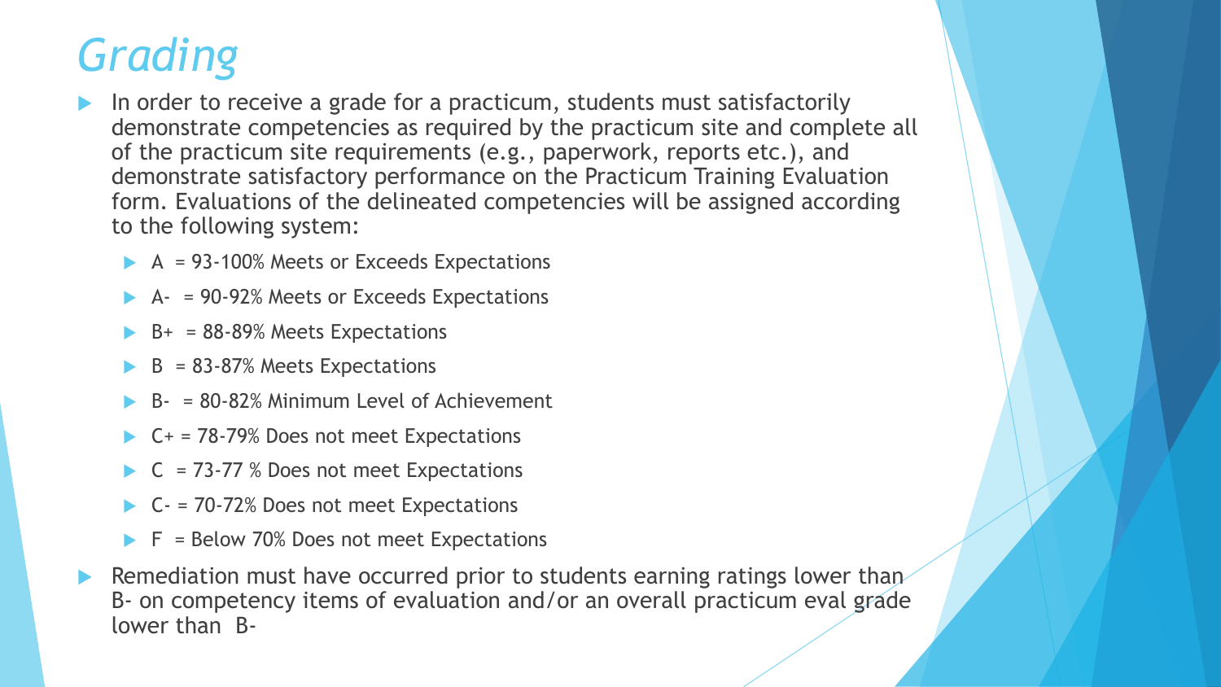# *Grading*

- In order to receive a grade for a practicum, students must satisfactorily demonstrate competencies as required by the practicum site and complete all of the practicum site requirements (e.g., paperwork, reports etc.), and demonstrate satisfactory performance on the Practicum Training Evaluation form. Evaluations of the delineated competencies will be assigned according to the following system:
  - A = 93-100% Meets or Exceeds Expectations
  - A- = 90-92% Meets or Exceeds Expectations
  - B+ = 88-89% Meets Expectations
  - B = 83-87% Meets Expectations
  - B- = 80-82% Minimum Level of Achievement
  - C+ = 78-79% Does not meet Expectations
  - C = 73-77 % Does not meet Expectations
  - C- = 70-72% Does not meet Expectations
  - F = Below 70% Does not meet Expectations
- Remediation must have occurred prior to students earning ratings lower than B- on competency items of evaluation and/or an overall practicum eval grade lower than B-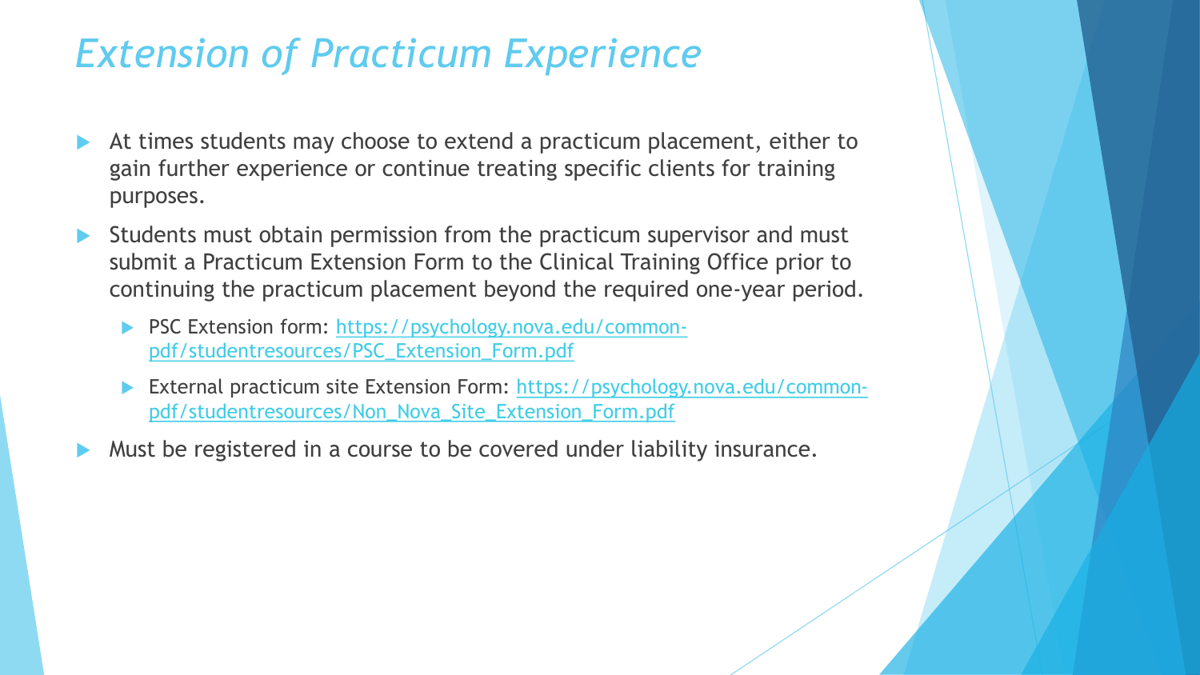# *Extension of Practicum Experience*

- At times students may choose to extend a practicum placement, either to gain further experience or continue treating specific clients for training purposes.
- Students must obtain permission from the practicum supervisor and must submit a Practicum Extension Form to the Clinical Training Office prior to continuing the practicum placement beyond the required one-year period.
  - PSC Extension form: https://psychology.nova.edu/common-pdf/studentresources/PSC_Extension_Form.pdf
  - External practicum site Extension Form: https://psychology.nova.edu/common-pdf/studentresources/Non_Nova_Site_Extension_Form.pdf
- Must be registered in a course to be covered under liability insurance.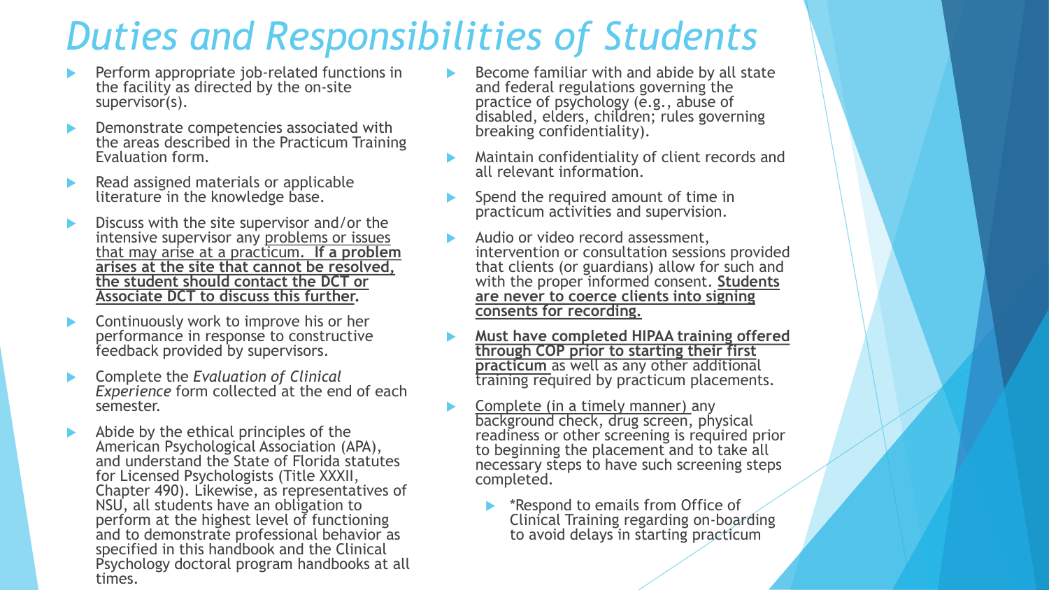# *Duties and Responsibilities of Students*

- Perform appropriate job-related functions in the facility as directed by the on-site supervisor(s).
- Demonstrate competencies associated with the areas described in the Practicum Training Evaluation form.
- Read assigned materials or applicable literature in the knowledge base.
- Discuss with the site supervisor and/or the intensive supervisor any problems or issues that may arise at a practicum. **If a problem arises at the site that cannot be resolved, the student should contact the DCT or Associate DCT to discuss this further.**
- Continuously work to improve his or her performance in response to constructive feedback provided by supervisors.
- Complete the *Evaluation of Clinical Experience* form collected at the end of each semester.
- Abide by the ethical principles of the American Psychological Association (APA), and understand the State of Florida statutes for Licensed Psychologists (Title XXXII, Chapter 490). Likewise, as representatives of NSU, all students have an obligation to perform at the highest level of functioning and to demonstrate professional behavior as specified in this handbook and the Clinical Psychology doctoral program handbooks at all times.
- Become familiar with and abide by all state and federal regulations governing the practice of psychology (e.g., abuse of disabled, elders, children; rules governing breaking confidentiality).
- Maintain confidentiality of client records and all relevant information.
- Spend the required amount of time in practicum activities and supervision.
- Audio or video record assessment, intervention or consultation sessions provided that clients (or guardians) allow for such and with the proper informed consent. **Students are never to coerce clients into signing consents for recording.**
- **Must have completed HIPAA training offered through COP prior to starting their first practicum** as well as any other additional training required by practicum placements.
- Complete (in a timely manner) any background check, drug screen, physical readiness or other screening is required prior to beginning the placement and to take all necessary steps to have such screening steps completed.
  - *Respond to emails from Office of Clinical Training regarding on-boarding to avoid delays in starting practicum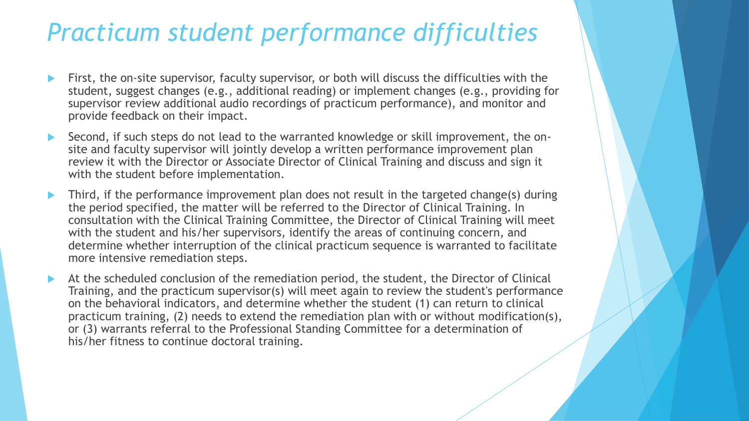# *Practicum student performance difficulties*

- First, the on-site supervisor, faculty supervisor, or both will discuss the difficulties with the student, suggest changes (e.g., additional reading) or implement changes (e.g., providing for supervisor review additional audio recordings of practicum performance), and monitor and provide feedback on their impact.
- Second, if such steps do not lead to the warranted knowledge or skill improvement, the on-site and faculty supervisor will jointly develop a written performance improvement plan review it with the Director or Associate Director of Clinical Training and discuss and sign it with the student before implementation.
- Third, if the performance improvement plan does not result in the targeted change(s) during the period specified, the matter will be referred to the Director of Clinical Training. In consultation with the Clinical Training Committee, the Director of Clinical Training will meet with the student and his/her supervisors, identify the areas of continuing concern, and determine whether interruption of the clinical practicum sequence is warranted to facilitate more intensive remediation steps.
- At the scheduled conclusion of the remediation period, the student, the Director of Clinical Training, and the practicum supervisor(s) will meet again to review the student's performance on the behavioral indicators, and determine whether the student (1) can return to clinical practicum training, (2) needs to extend the remediation plan with or without modification(s), or (3) warrants referral to the Professional Standing Committee for a determination of his/her fitness to continue doctoral training.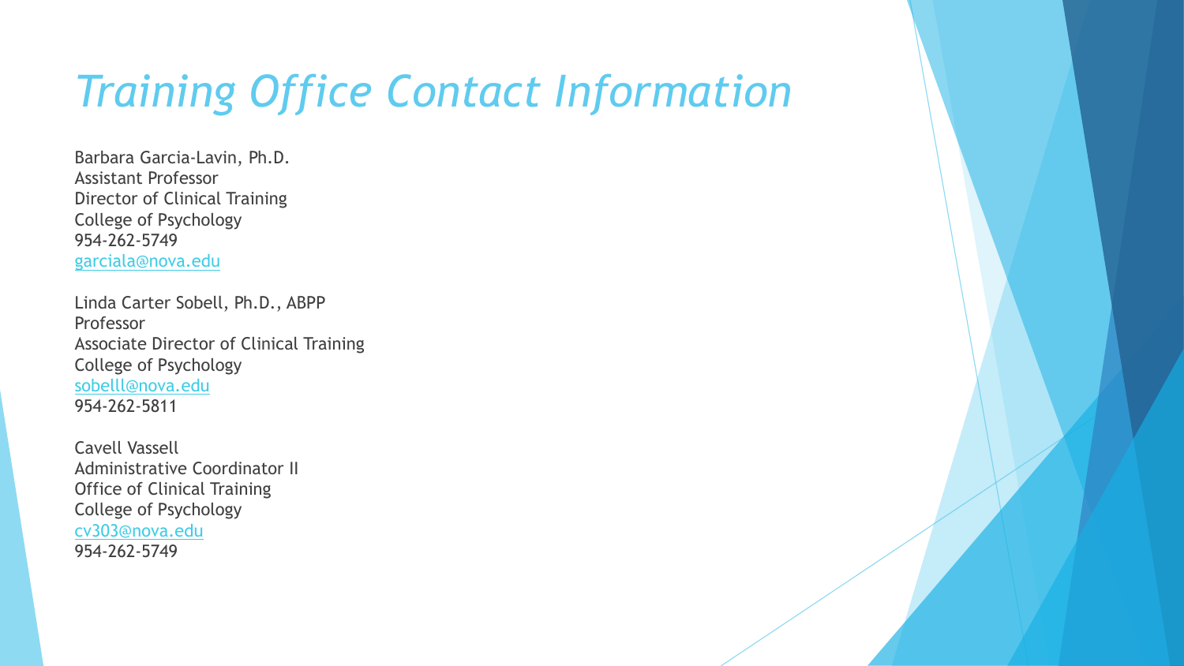# *Training Office Contact Information*

Barbara Garcia-Lavin, Ph.D.
Assistant Professor
Director of Clinical Training
College of Psychology
954-262-5749
garciala@nova.edu

Linda Carter Sobell, Ph.D., ABPP
Professor
Associate Director of Clinical Training
College of Psychology
sobelll@nova.edu
954-262-5811

Cavell Vassell
Administrative Coordinator II
Office of Clinical Training
College of Psychology
cv303@nova.edu
954-262-5749